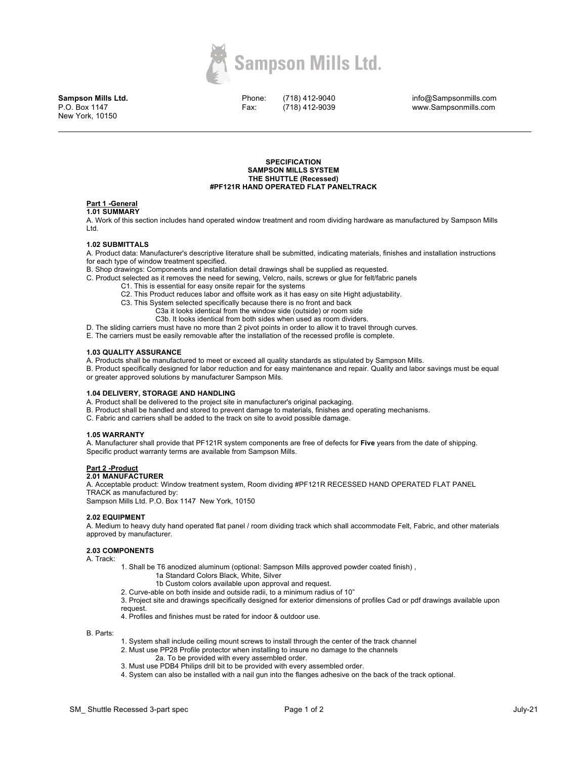**Sampson Mills Ltd.**
P.O. Box 1147
New York, 10150

Phone: (718) 412-9040
Fax: (718) 412-9039

info@Sampsonmills.com
www.Sampsonmills.com

---

**SPECIFICATION**
**SAMPSON MILLS SYSTEM**
**THE SHUTTLE (Recessed)**
**#PF121R HAND OPERATED FLAT PANELTRACK**

## Part 1 -General

### 1.01 SUMMARY

A. Work of this section includes hand operated window treatment and room dividing hardware as manufactured by Sampson Mills Ltd.

### 1.02 SUBMITTALS

A. Product data: Manufacturer's descriptive literature shall be submitted, indicating materials, finishes and installation instructions for each type of window treatment specified.

B. Shop drawings: Components and installation detail drawings shall be supplied as requested.

C. Product selected as it removes the need for sewing, Velcro, nails, screws or glue for felt/fabric panels

- C1. This is essential for easy onsite repair for the systems
- C2. This Product reduces labor and offsite work as it has easy on site Hight adjustability.
- C3. This System selected specifically because there is no front and back
  - C3a it looks identical from the window side (outside) or room side
  - C3b. It looks identical from both sides when used as room dividers.

D. The sliding carriers must have no more than 2 pivot points in order to allow it to travel through curves.

E. The carriers must be easily removable after the installation of the recessed profile is complete.

### 1.03 QUALITY ASSURANCE

A. Products shall be manufactured to meet or exceed all quality standards as stipulated by Sampson Mills.

B. Product specifically designed for labor reduction and for easy maintenance and repair. Quality and labor savings must be equal or greater approved solutions by manufacturer Sampson Mils.

### 1.04 DELIVERY, STORAGE AND HANDLING

A. Product shall be delivered to the project site in manufacturer's original packaging.

B. Product shall be handled and stored to prevent damage to materials, finishes and operating mechanisms.

C. Fabric and carriers shall be added to the track on site to avoid possible damage.

### 1.05 WARRANTY

A. Manufacturer shall provide that PF121R system components are free of defects for **Five** years from the date of shipping. Specific product warranty terms are available from Sampson Mills.

## Part 2 -Product

### 2.01 MANUFACTURER

A. Acceptable product: Window treatment system, Room dividing #PF121R RECESSED HAND OPERATED FLAT PANEL TRACK as manufactured by:
Sampson Mills Ltd. P.O. Box 1147 New York, 10150

### 2.02 EQUIPMENT

A. Medium to heavy duty hand operated flat panel / room dividing track which shall accommodate Felt, Fabric, and other materials approved by manufacturer.

### 2.03 COMPONENTS

A. Track:

1. Shall be T6 anodized aluminum (optional: Sampson Mills approved powder coated finish) ,
   - 1a Standard Colors Black, White, Silver
   - 1b Custom colors available upon approval and request.
2. Curve-able on both inside and outside radii, to a minimum radius of 10"
3. Project site and drawings specifically designed for exterior dimensions of profiles Cad or pdf drawings available upon request.
4. Profiles and finishes must be rated for indoor & outdoor use.

B. Parts:

1. System shall include ceiling mount screws to install through the center of the track channel
2. Must use PP28 Profile protector when installing to insure no damage to the channels
   - 2a. To be provided with every assembled order.
3. Must use PDB4 Philips drill bit to be provided with every assembled order.
4. System can also be installed with a nail gun into the flanges adhesive on the back of the track optional.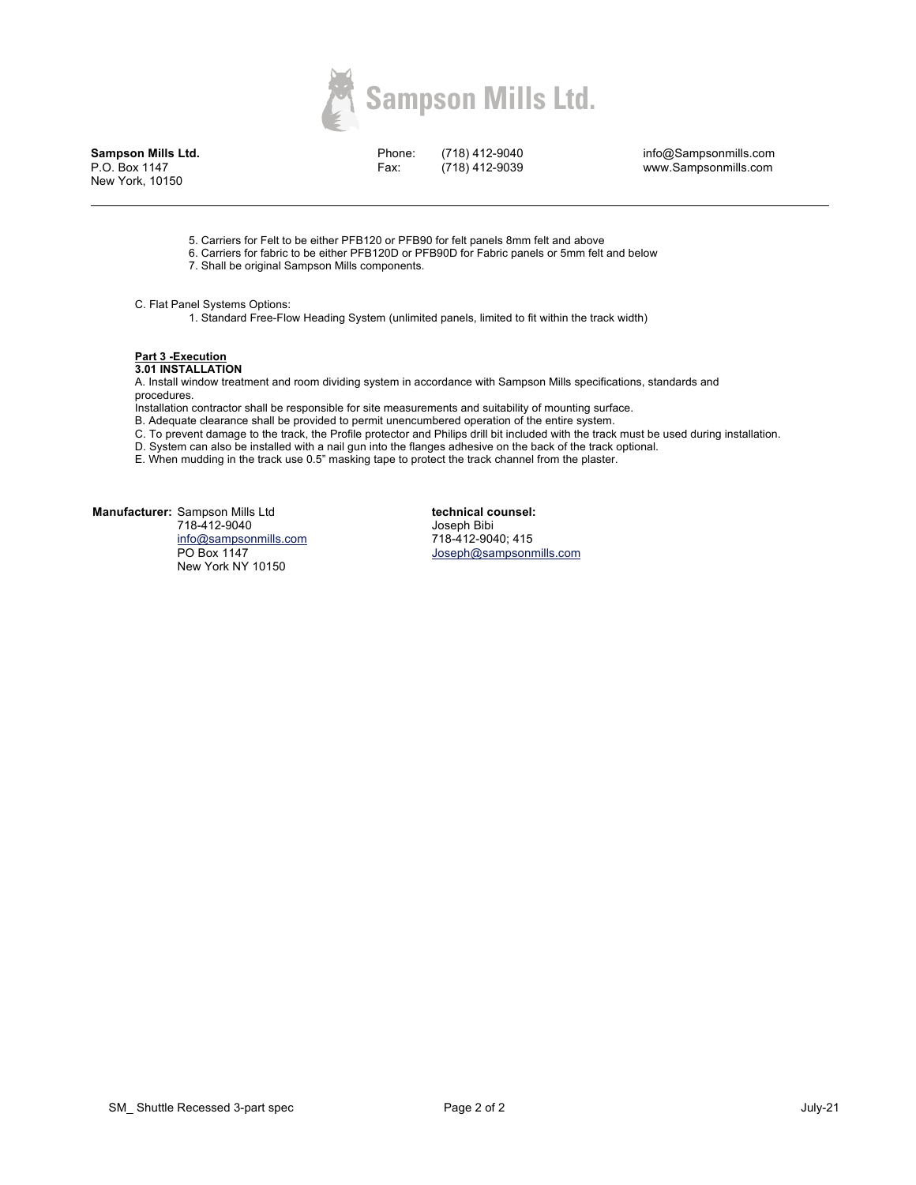5. Carriers for Felt to be either PFB120 or PFB90 for felt panels 8mm felt and above
6. Carriers for fabric to be either PFB120D or PFB90D for Fabric panels or 5mm felt and below
7. Shall be original Sampson Mills components.

C. Flat Panel Systems Options:

1. Standard Free-Flow Heading System (unlimited panels, limited to fit within the track width)

**Part 3 -Execution**

**3.01 INSTALLATION**

A. Install window treatment and room dividing system in accordance with Sampson Mills specifications, standards and procedures.

Installation contractor shall be responsible for site measurements and suitability of mounting surface.

B. Adequate clearance shall be provided to permit unencumbered operation of the entire system.

C. To prevent damage to the track, the Profile protector and Philips drill bit included with the track must be used during installation.

D. System can also be installed with a nail gun into the flanges adhesive on the back of the track optional.

E. When mudding in the track use 0.5" masking tape to protect the track channel from the plaster.

**Manufacturer:** Sampson Mills Ltd
718-412-9040
info@sampsonmills.com
PO Box 1147
New York NY 10150

**technical counsel:**
Joseph Bibi
718-412-9040; 415
Joseph@sampsonmills.com